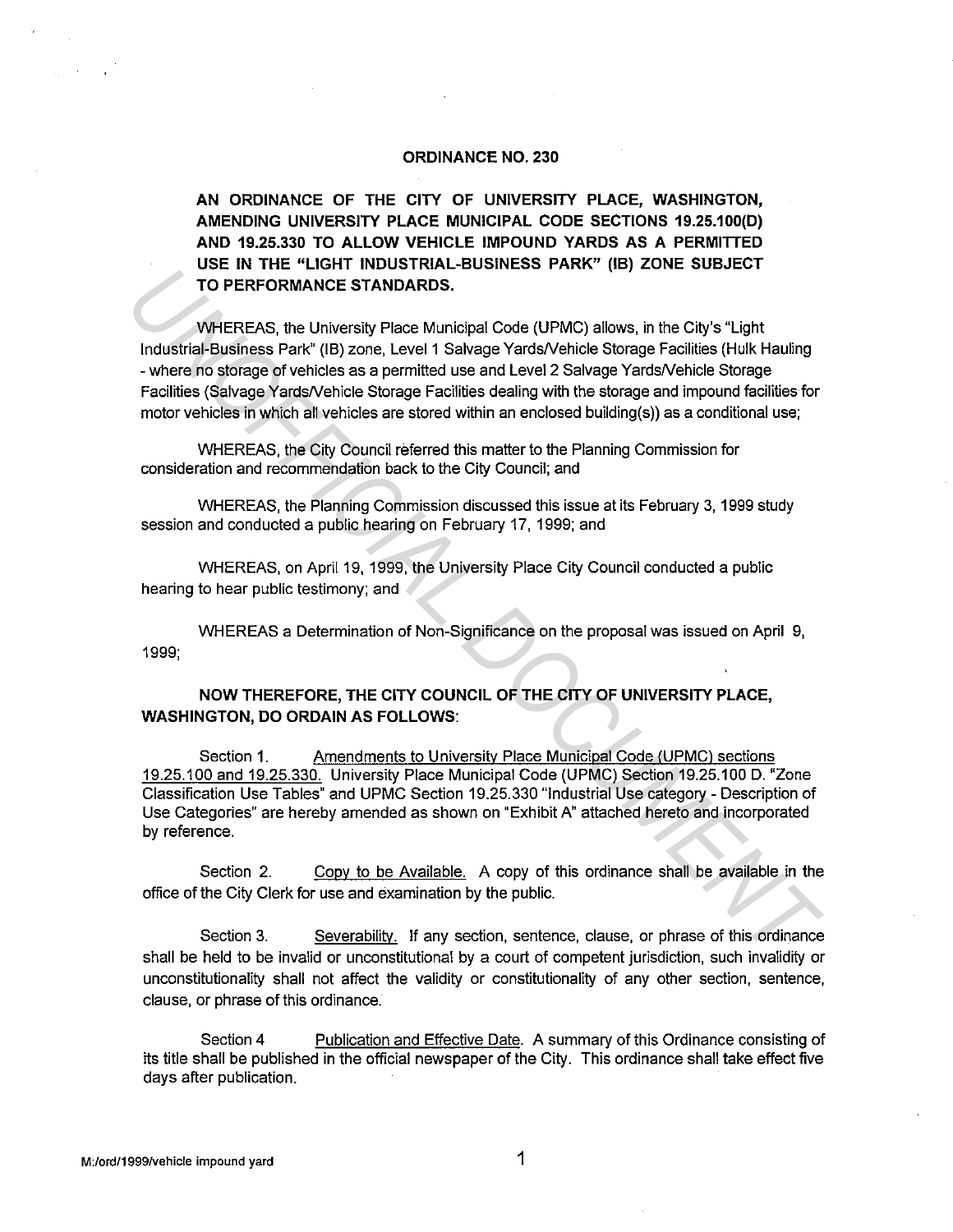# ORDINANCE NO. 230

**AN ORDINANCE OF THE CITY OF UNIVERSITY PLACE, WASHINGTON, AMENDING UNIVERSITY PLACE MUNICIPAL CODE SECTIONS 19.25.100(D) AND 19.25.330 TO ALLOW VEHICLE IMPOUND YARDS AS A PERMITTED USE IN THE "LIGHT INDUSTRIAL-BUSINESS PARK" (IB) ZONE SUBJECT TO PERFORMANCE STANDARDS.**

WHEREAS, the University Place Municipal Code (UPMC) allows, in the City's "Light Industrial-Business Park" (IB) zone, Level 1 Salvage Yards/Vehicle Storage Facilities (Hulk Hauling - where no storage of vehicles as a permitted use and Level 2 Salvage Yards/Vehicle Storage Facilities (Salvage Yards/Vehicle Storage Facilities dealing with the storage and impound facilities for motor vehicles in which all vehicles are stored within an enclosed building(s)) as a conditional use;

WHEREAS, the City Council referred this matter to the Planning Commission for consideration and recommendation back to the City Council; and

WHEREAS, the Planning Commission discussed this issue at its February 3, 1999 study session and conducted a public hearing on February 17, 1999; and

WHEREAS, on April 19, 1999, the University Place City Council conducted a public hearing to hear public testimony; and

WHEREAS a Determination of Non-Significance on the proposal was issued on April 9, 1999;

**NOW THEREFORE, THE CITY COUNCIL OF THE CITY OF UNIVERSITY PLACE, WASHINGTON, DO ORDAIN AS FOLLOWS:**

Section 1. Amendments to University Place Municipal Code (UPMC) sections 19.25.100 and 19.25.330. University Place Municipal Code (UPMC) Section 19.25.100 D. "Zone Classification Use Tables" and UPMC Section 19.25.330 "Industrial Use category - Description of Use Categories" are hereby amended as shown on "Exhibit A" attached hereto and incorporated by reference.

Section 2. Copy to be Available. A copy of this ordinance shall be available in the office of the City Clerk for use and examination by the public.

Section 3. Severability. If any section, sentence, clause, or phrase of this ordinance shall be held to be invalid or unconstitutional by a court of competent jurisdiction, such invalidity or unconstitutionality shall not affect the validity or constitutionality of any other section, sentence, clause, or phrase of this ordinance.

Section 4 Publication and Effective Date. A summary of this Ordinance consisting of its title shall be published in the official newspaper of the City. This ordinance shall take effect five days after publication.

M:/ord/1999/vehicle impound yard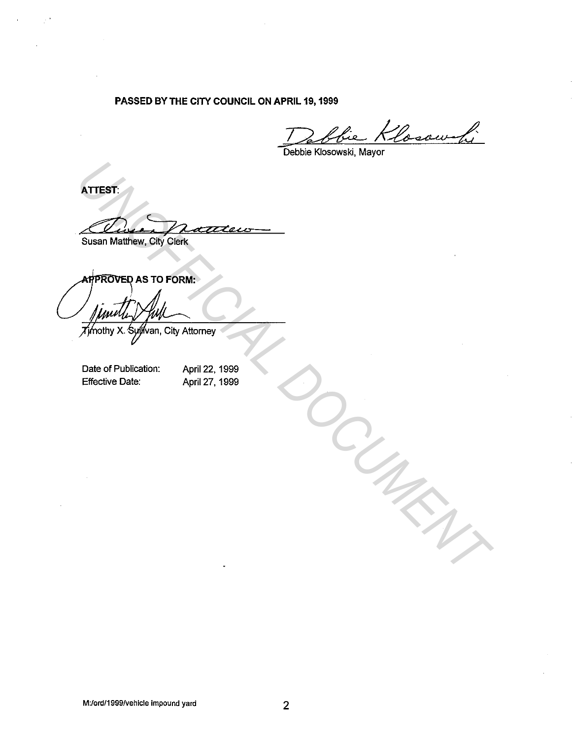**PASSED BY THE CITY COUNCIL ON APRIL 19, 1999**

Debbie Klosowski, Mayor

**ATTEST:**

Susan Matthew, City Clerk

**APPROVED AS TO FORM:**

Timothy X. Sullivan, City Attorney

Date of Publication: April 22, 1999
Effective Date: April 27, 1999

M:/ord/1999/vehicle impound yard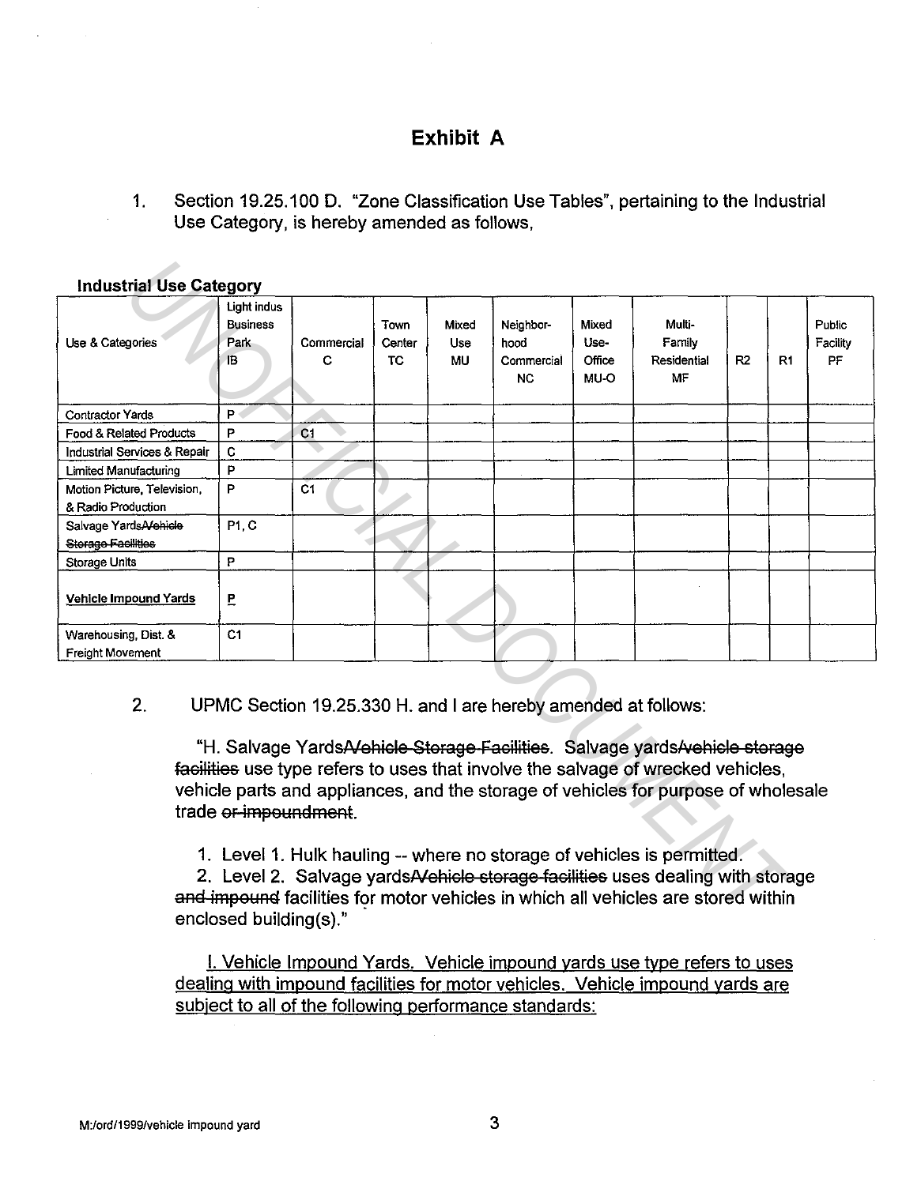# Exhibit A

1. Section 19.25.100 D. "Zone Classification Use Tables", pertaining to the Industrial Use Category, is hereby amended as follows,

**Industrial Use Category**

| Use & Categories | Light indus Business Park IB | Commercial C | Town Center TC | Mixed Use MU | Neighbor-hood Commercial NC | Mixed Use-Office MU-O | Multi-Family Residential MF | R2 | R1 | Public Facility PF |
|---|---|---|---|---|---|---|---|---|---|---|
| Contractor Yards | P | | | | | | | | | |
| Food & Related Products | P | C1 | | | | | | | | |
| Industrial Services & Repair | C | | | | | | | | | |
| Limited Manufacturing | P | | | | | | | | | |
| Motion Picture, Television, & Radio Production | P | C1 | | | | | | | | |
| Salvage Yards~~/Vehicle Storage Facilities~~ | P1, C | | | | | | | | | |
| Storage Units | P | | | | | | | | | |
| **<u>Vehicle Impound Yards</u>** | **<u>P</u>** | | | | | | | | | |
| Warehousing, Dist. & Freight Movement | C1 | | | | | | | | | |

2. UPMC Section 19.25.330 H. and I are hereby amended at follows:

"H. Salvage Yards~~/Vehicle Storage Facilities~~. Salvage yards~~/vehicle storage facilities~~ use type refers to uses that involve the salvage of wrecked vehicles, vehicle parts and appliances, and the storage of vehicles for purpose of wholesale trade ~~or impoundment~~.

1. Level 1. Hulk hauling -- where no storage of vehicles is permitted.
2. Level 2. Salvage yards~~/Vehicle storage facilities~~ uses dealing with storage ~~and impound~~ facilities for motor vehicles in which all vehicles are stored within enclosed building(s)."

<u>I. Vehicle Impound Yards. Vehicle impound yards use type refers to uses dealing with impound facilities for motor vehicles. Vehicle impound yards are subject to all of the following performance standards:</u>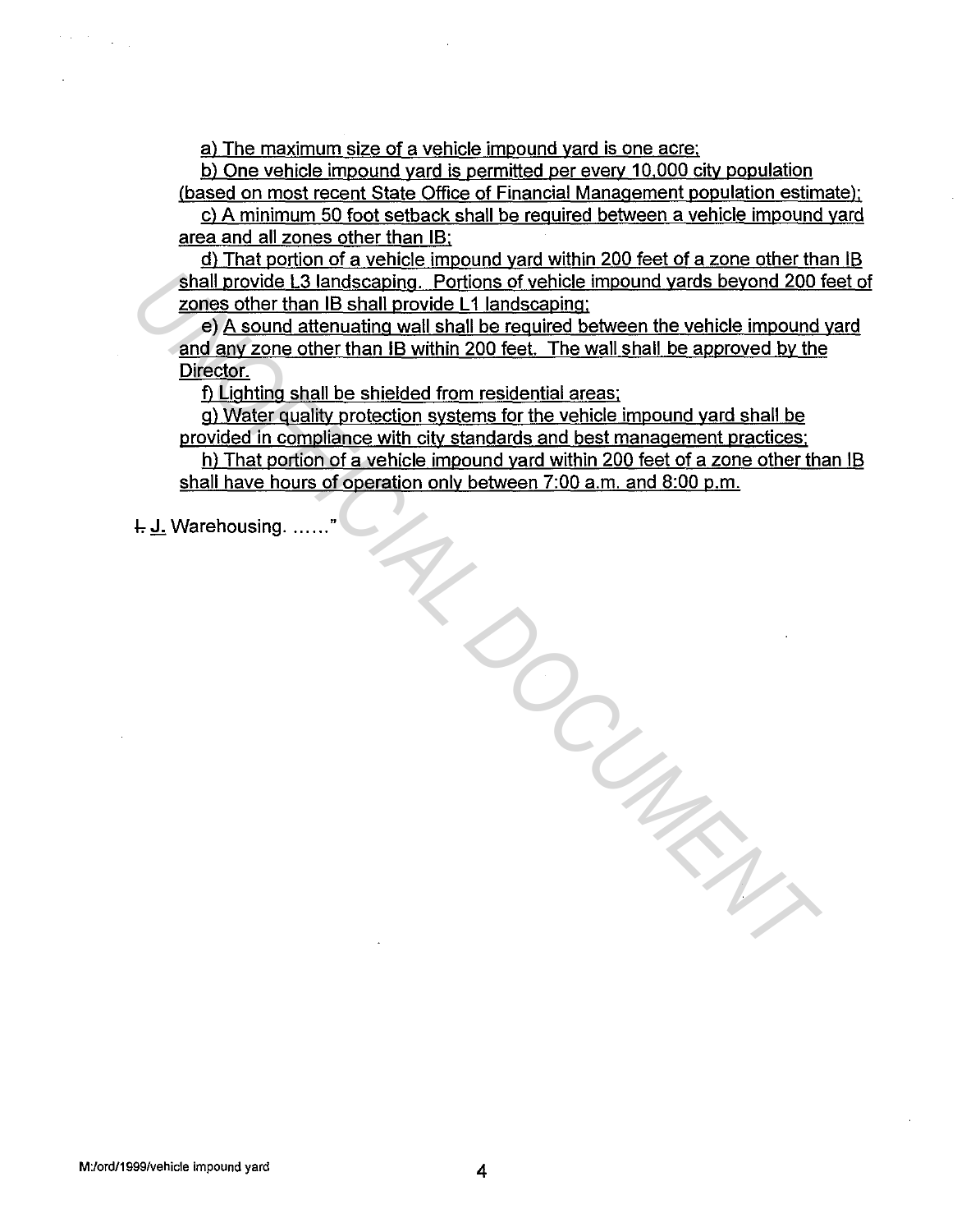a) The maximum size of a vehicle impound yard is one acre;

b) One vehicle impound yard is permitted per every 10,000 city population (based on most recent State Office of Financial Management population estimate);

c) A minimum 50 foot setback shall be required between a vehicle impound yard area and all zones other than IB;

d) That portion of a vehicle impound yard within 200 feet of a zone other than IB shall provide L3 landscaping. Portions of vehicle impound yards beyond 200 feet of zones other than IB shall provide L1 landscaping;

e) A sound attenuating wall shall be required between the vehicle impound yard and any zone other than IB within 200 feet. The wall shall be approved by the Director.

f) Lighting shall be shielded from residential areas;

g) Water quality protection systems for the vehicle impound yard shall be provided in compliance with city standards and best management practices;

h) That portion of a vehicle impound yard within 200 feet of a zone other than IB shall have hours of operation only between 7:00 a.m. and 8:00 p.m.

~~I.~~ J. Warehousing. ……"

UNOFFICIAL DOCUMENT

M:/ord/1999/vehicle impound yard